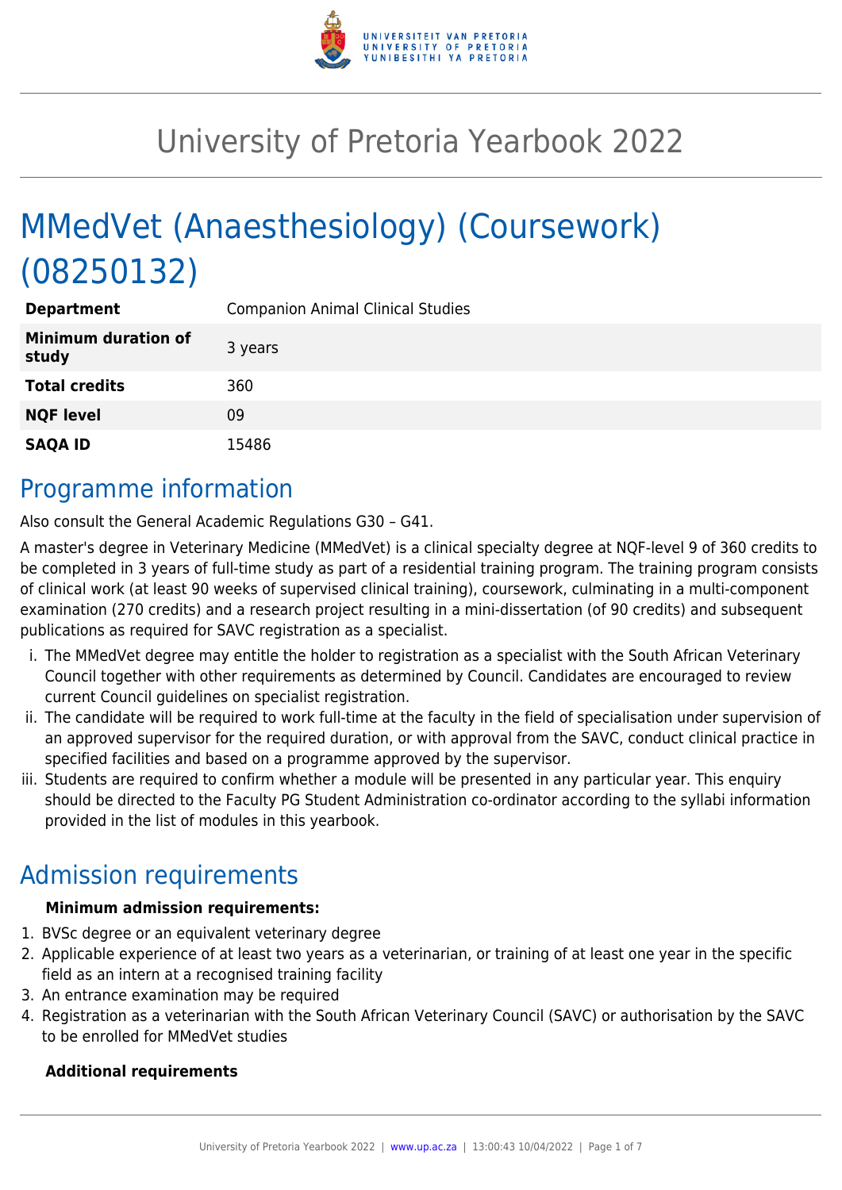# University of Pretoria Yearbook 2022

# MMedVet (Anaesthesiology) (Coursework) (08250132)

| | |
|---|---|
| **Department** | Companion Animal Clinical Studies |
| **Minimum duration of study** | 3 years |
| **Total credits** | 360 |
| **NQF level** | 09 |
| **SAQA ID** | 15486 |

## Programme information

Also consult the General Academic Regulations G30 – G41.

A master's degree in Veterinary Medicine (MMedVet) is a clinical specialty degree at NQF-level 9 of 360 credits to be completed in 3 years of full-time study as part of a residential training program. The training program consists of clinical work (at least 90 weeks of supervised clinical training), coursework, culminating in a multi-component examination (270 credits) and a research project resulting in a mini-dissertation (of 90 credits) and subsequent publications as required for SAVC registration as a specialist.

i. The MMedVet degree may entitle the holder to registration as a specialist with the South African Veterinary Council together with other requirements as determined by Council. Candidates are encouraged to review current Council guidelines on specialist registration.
ii. The candidate will be required to work full-time at the faculty in the field of specialisation under supervision of an approved supervisor for the required duration, or with approval from the SAVC, conduct clinical practice in specified facilities and based on a programme approved by the supervisor.
iii. Students are required to confirm whether a module will be presented in any particular year. This enquiry should be directed to the Faculty PG Student Administration co-ordinator according to the syllabi information provided in the list of modules in this yearbook.

## Admission requirements

**Minimum admission requirements:**

1. BVSc degree or an equivalent veterinary degree
2. Applicable experience of at least two years as a veterinarian, or training of at least one year in the specific field as an intern at a recognised training facility
3. An entrance examination may be required
4. Registration as a veterinarian with the South African Veterinary Council (SAVC) or authorisation by the SAVC to be enrolled for MMedVet studies

**Additional requirements**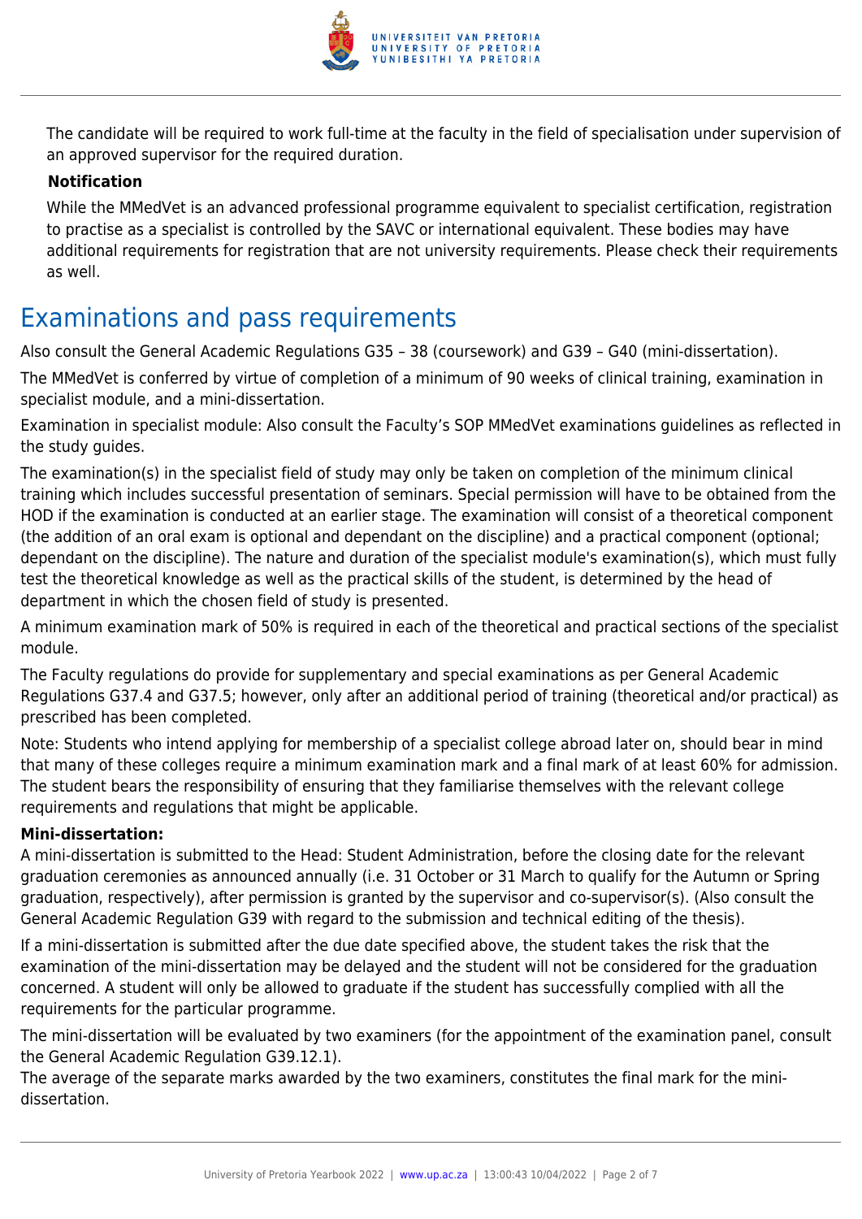The candidate will be required to work full-time at the faculty in the field of specialisation under supervision of an approved supervisor for the required duration.

**Notification**

While the MMedVet is an advanced professional programme equivalent to specialist certification, registration to practise as a specialist is controlled by the SAVC or international equivalent. These bodies may have additional requirements for registration that are not university requirements. Please check their requirements as well.

# Examinations and pass requirements

Also consult the General Academic Regulations G35 – 38 (coursework) and G39 – G40 (mini-dissertation).

The MMedVet is conferred by virtue of completion of a minimum of 90 weeks of clinical training, examination in specialist module, and a mini-dissertation.

Examination in specialist module: Also consult the Faculty's SOP MMedVet examinations guidelines as reflected in the study guides.

The examination(s) in the specialist field of study may only be taken on completion of the minimum clinical training which includes successful presentation of seminars. Special permission will have to be obtained from the HOD if the examination is conducted at an earlier stage. The examination will consist of a theoretical component (the addition of an oral exam is optional and dependant on the discipline) and a practical component (optional; dependant on the discipline). The nature and duration of the specialist module's examination(s), which must fully test the theoretical knowledge as well as the practical skills of the student, is determined by the head of department in which the chosen field of study is presented.

A minimum examination mark of 50% is required in each of the theoretical and practical sections of the specialist module.

The Faculty regulations do provide for supplementary and special examinations as per General Academic Regulations G37.4 and G37.5; however, only after an additional period of training (theoretical and/or practical) as prescribed has been completed.

Note: Students who intend applying for membership of a specialist college abroad later on, should bear in mind that many of these colleges require a minimum examination mark and a final mark of at least 60% for admission. The student bears the responsibility of ensuring that they familiarise themselves with the relevant college requirements and regulations that might be applicable.

**Mini-dissertation:**

A mini-dissertation is submitted to the Head: Student Administration, before the closing date for the relevant graduation ceremonies as announced annually (i.e. 31 October or 31 March to qualify for the Autumn or Spring graduation, respectively), after permission is granted by the supervisor and co-supervisor(s). (Also consult the General Academic Regulation G39 with regard to the submission and technical editing of the thesis).

If a mini-dissertation is submitted after the due date specified above, the student takes the risk that the examination of the mini-dissertation may be delayed and the student will not be considered for the graduation concerned. A student will only be allowed to graduate if the student has successfully complied with all the requirements for the particular programme.

The mini-dissertation will be evaluated by two examiners (for the appointment of the examination panel, consult the General Academic Regulation G39.12.1).

The average of the separate marks awarded by the two examiners, constitutes the final mark for the mini-dissertation.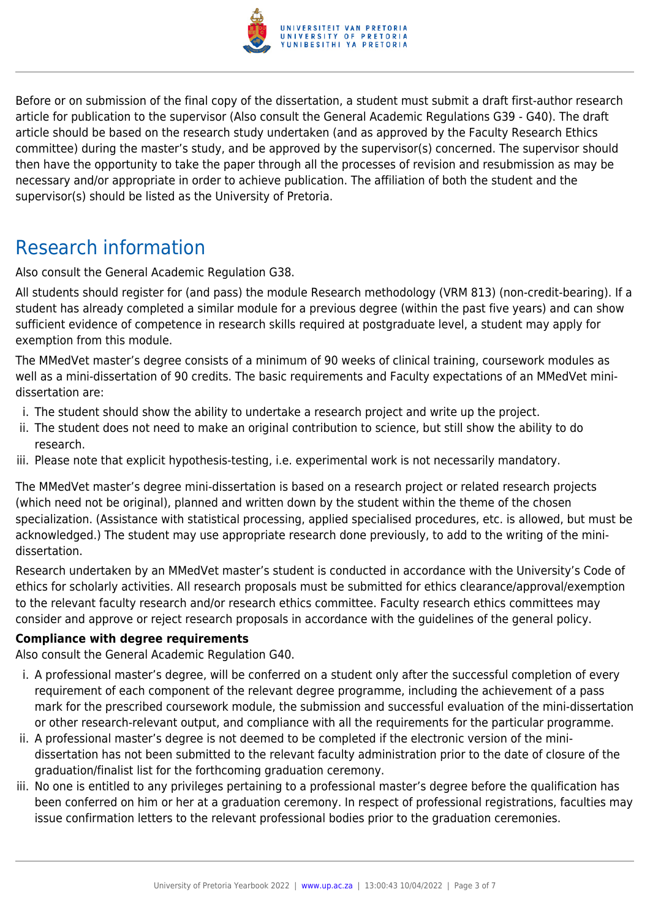Before or on submission of the final copy of the dissertation, a student must submit a draft first-author research article for publication to the supervisor (Also consult the General Academic Regulations G39 - G40). The draft article should be based on the research study undertaken (and as approved by the Faculty Research Ethics committee) during the master's study, and be approved by the supervisor(s) concerned. The supervisor should then have the opportunity to take the paper through all the processes of revision and resubmission as may be necessary and/or appropriate in order to achieve publication. The affiliation of both the student and the supervisor(s) should be listed as the University of Pretoria.

## Research information

Also consult the General Academic Regulation G38.

All students should register for (and pass) the module Research methodology (VRM 813) (non-credit-bearing). If a student has already completed a similar module for a previous degree (within the past five years) and can show sufficient evidence of competence in research skills required at postgraduate level, a student may apply for exemption from this module.

The MMedVet master's degree consists of a minimum of 90 weeks of clinical training, coursework modules as well as a mini-dissertation of 90 credits. The basic requirements and Faculty expectations of an MMedVet mini-dissertation are:

i. The student should show the ability to undertake a research project and write up the project.
ii. The student does not need to make an original contribution to science, but still show the ability to do research.
iii. Please note that explicit hypothesis-testing, i.e. experimental work is not necessarily mandatory.

The MMedVet master's degree mini-dissertation is based on a research project or related research projects (which need not be original), planned and written down by the student within the theme of the chosen specialization. (Assistance with statistical processing, applied specialised procedures, etc. is allowed, but must be acknowledged.) The student may use appropriate research done previously, to add to the writing of the mini-dissertation.

Research undertaken by an MMedVet master's student is conducted in accordance with the University's Code of ethics for scholarly activities. All research proposals must be submitted for ethics clearance/approval/exemption to the relevant faculty research and/or research ethics committee. Faculty research ethics committees may consider and approve or reject research proposals in accordance with the guidelines of the general policy.

**Compliance with degree requirements**

Also consult the General Academic Regulation G40.

i. A professional master's degree, will be conferred on a student only after the successful completion of every requirement of each component of the relevant degree programme, including the achievement of a pass mark for the prescribed coursework module, the submission and successful evaluation of the mini-dissertation or other research-relevant output, and compliance with all the requirements for the particular programme.
ii. A professional master's degree is not deemed to be completed if the electronic version of the mini-dissertation has not been submitted to the relevant faculty administration prior to the date of closure of the graduation/finalist list for the forthcoming graduation ceremony.
iii. No one is entitled to any privileges pertaining to a professional master's degree before the qualification has been conferred on him or her at a graduation ceremony. In respect of professional registrations, faculties may issue confirmation letters to the relevant professional bodies prior to the graduation ceremonies.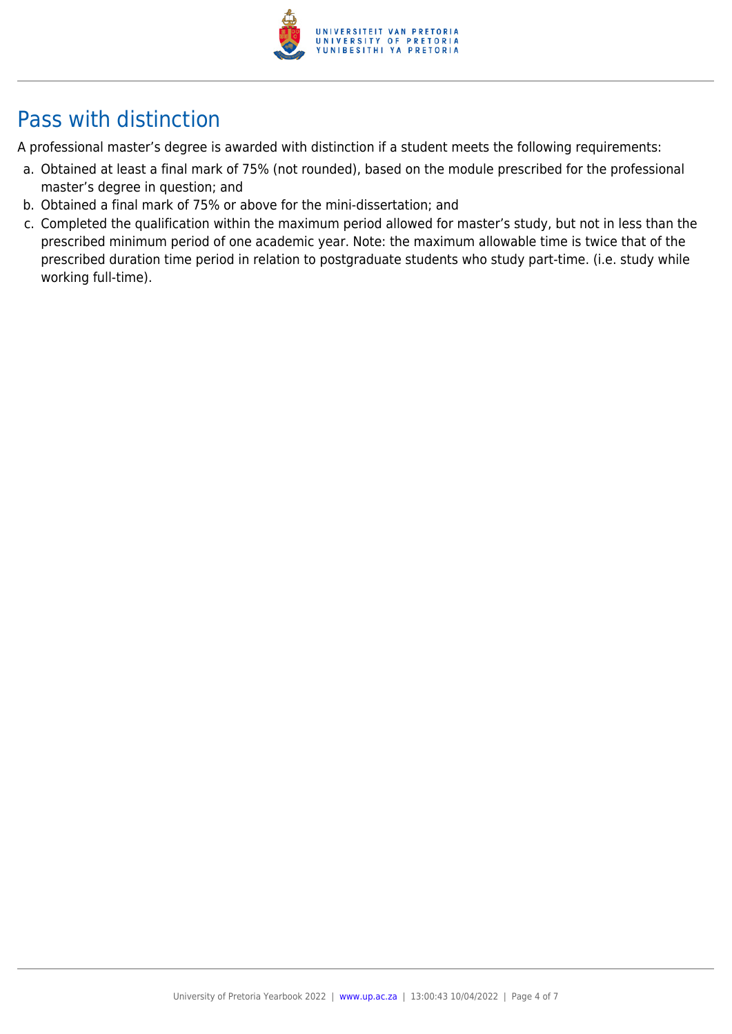## Pass with distinction

A professional master's degree is awarded with distinction if a student meets the following requirements:

a. Obtained at least a final mark of 75% (not rounded), based on the module prescribed for the professional master's degree in question; and
b. Obtained a final mark of 75% or above for the mini-dissertation; and
c. Completed the qualification within the maximum period allowed for master's study, but not in less than the prescribed minimum period of one academic year. Note: the maximum allowable time is twice that of the prescribed duration time period in relation to postgraduate students who study part-time. (i.e. study while working full-time).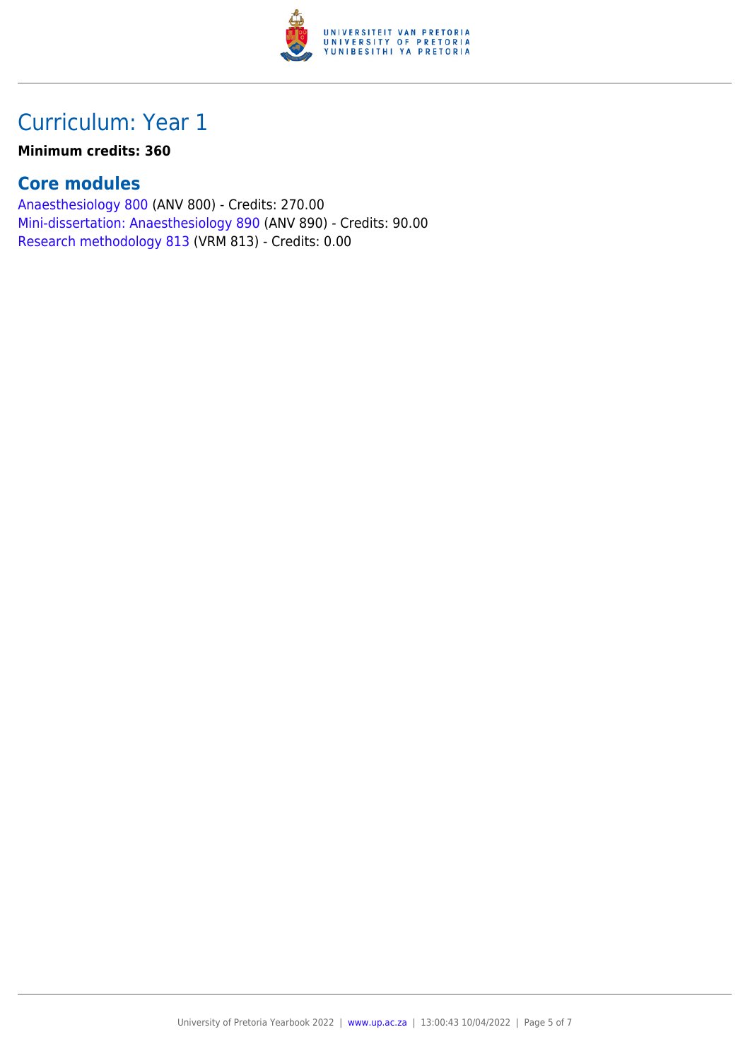# Curriculum: Year 1

**Minimum credits: 360**

## Core modules

Anaesthesiology 800 (ANV 800) - Credits: 270.00
Mini-dissertation: Anaesthesiology 890 (ANV 890) - Credits: 90.00
Research methodology 813 (VRM 813) - Credits: 0.00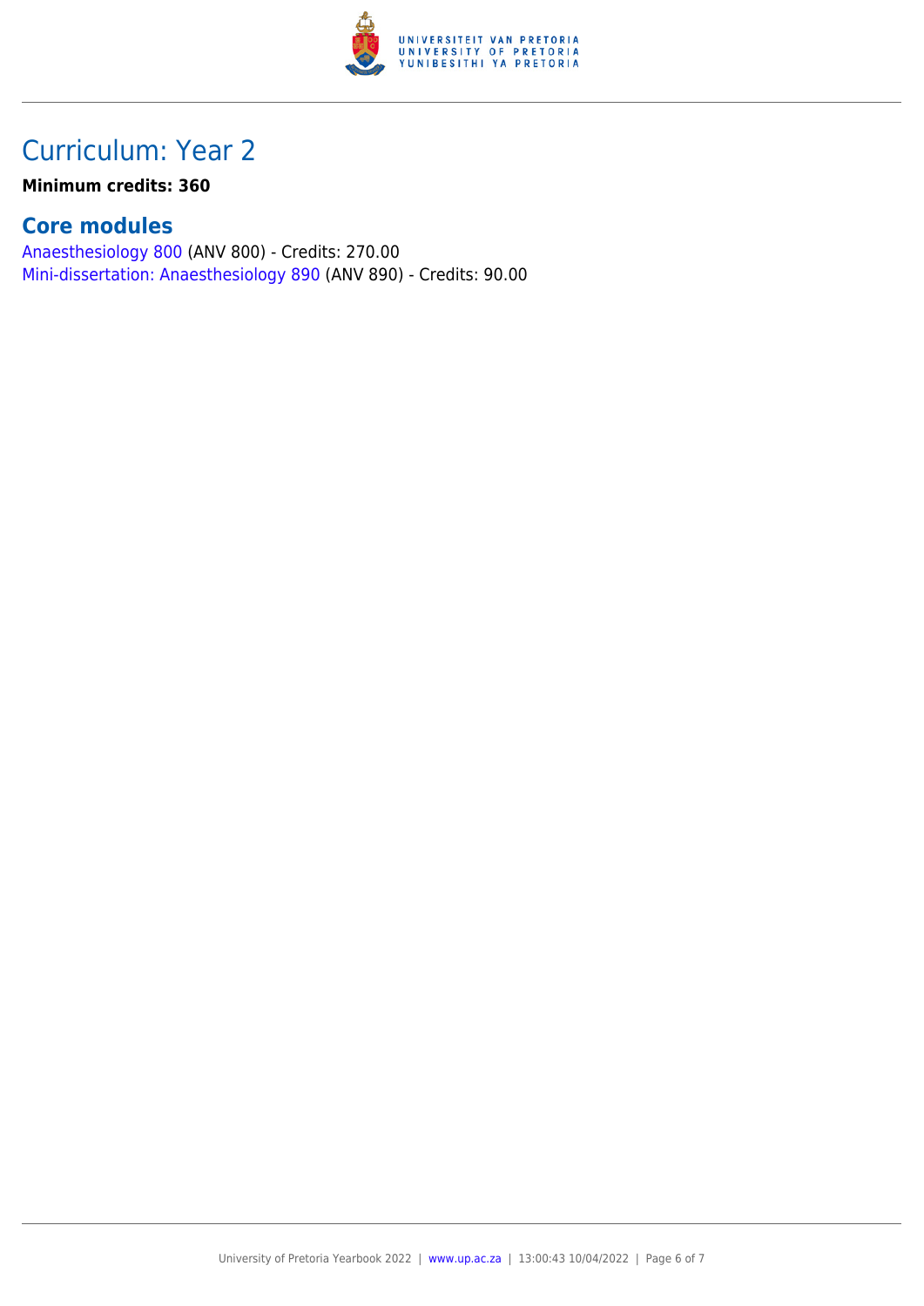# Curriculum: Year 2

**Minimum credits: 360**

## Core modules

Anaesthesiology 800 (ANV 800) - Credits: 270.00
Mini-dissertation: Anaesthesiology 890 (ANV 890) - Credits: 90.00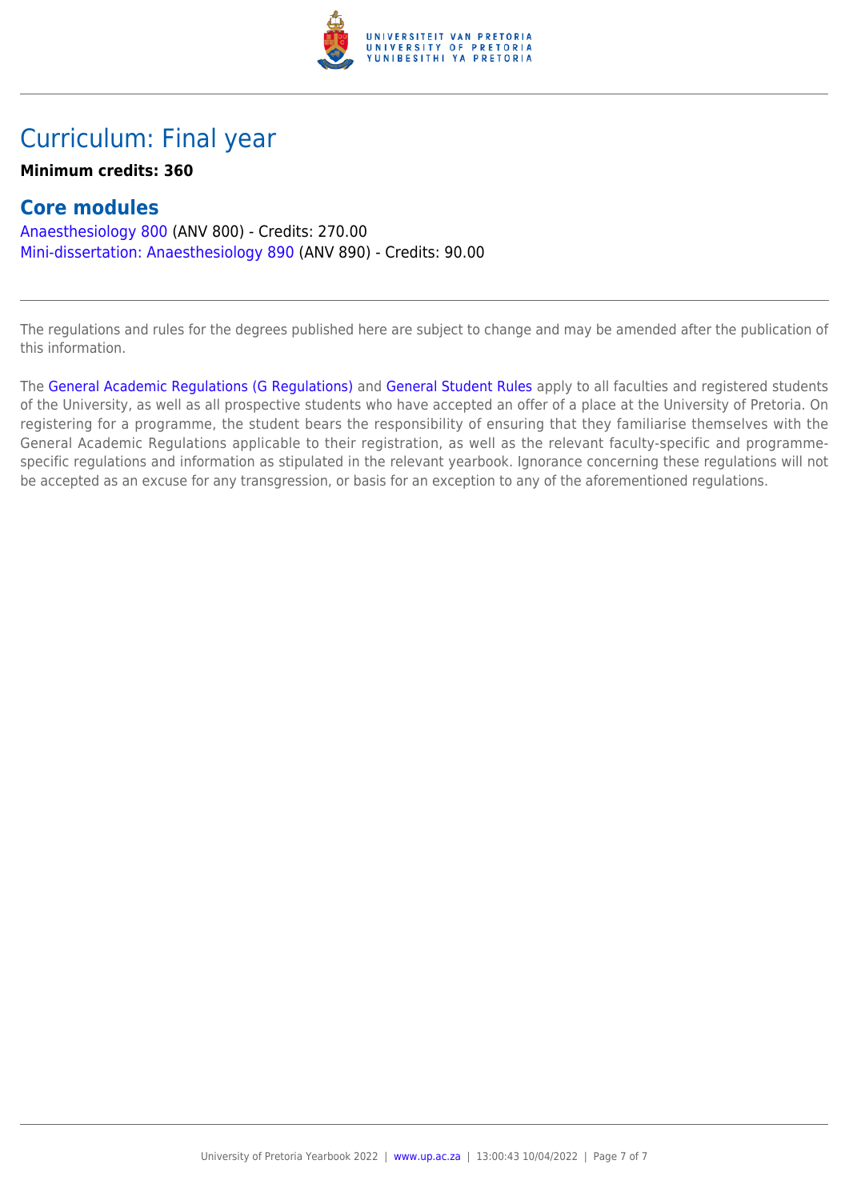# Curriculum: Final year

**Minimum credits: 360**

## Core modules

Anaesthesiology 800 (ANV 800) - Credits: 270.00
Mini-dissertation: Anaesthesiology 890 (ANV 890) - Credits: 90.00

The regulations and rules for the degrees published here are subject to change and may be amended after the publication of this information.

The General Academic Regulations (G Regulations) and General Student Rules apply to all faculties and registered students of the University, as well as all prospective students who have accepted an offer of a place at the University of Pretoria. On registering for a programme, the student bears the responsibility of ensuring that they familiarise themselves with the General Academic Regulations applicable to their registration, as well as the relevant faculty-specific and programme-specific regulations and information as stipulated in the relevant yearbook. Ignorance concerning these regulations will not be accepted as an excuse for any transgression, or basis for an exception to any of the aforementioned regulations.